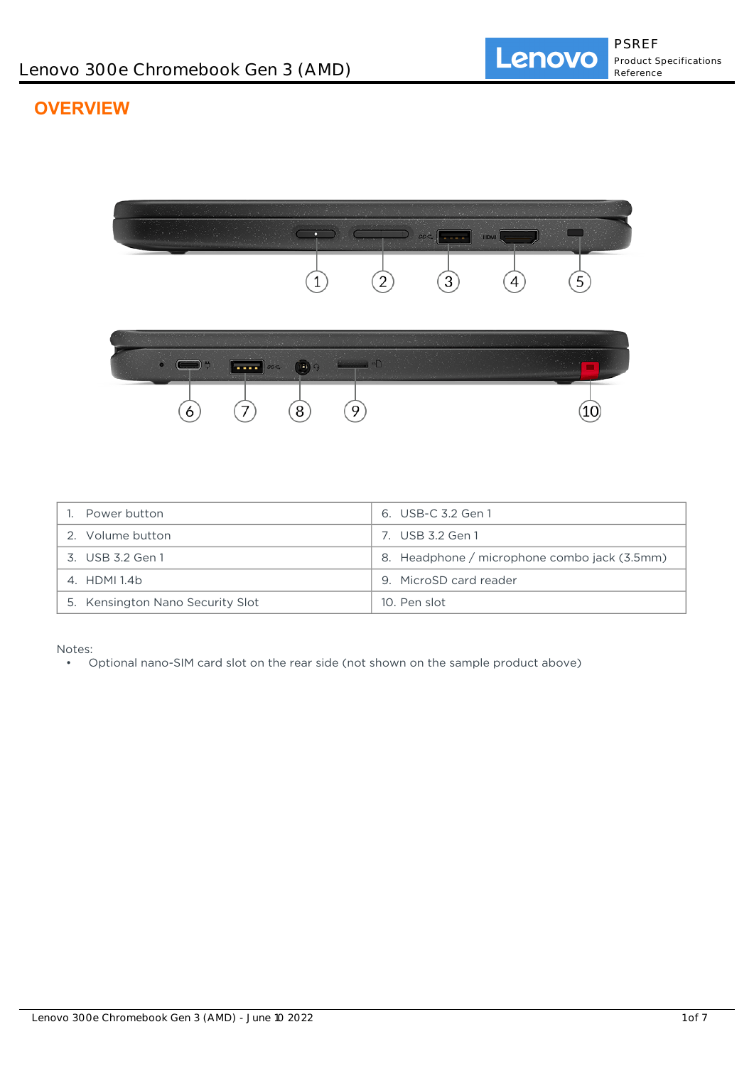# OVERVIEW

| 1. Power button | 6. USB-C 3.2 Gen 1 |
|---|---|
| 2. Volume button | 7. USB 3.2 Gen 1 |
| 3. USB 3.2 Gen 1 | 8. Headphone / microphone combo jack (3.5mm) |
| 4. HDMI 1.4b | 9. MicroSD card reader |
| 5. Kensington Nano Security Slot | 10. Pen slot |

Notes:

- Optional nano-SIM card slot on the rear side (not shown on the sample product above)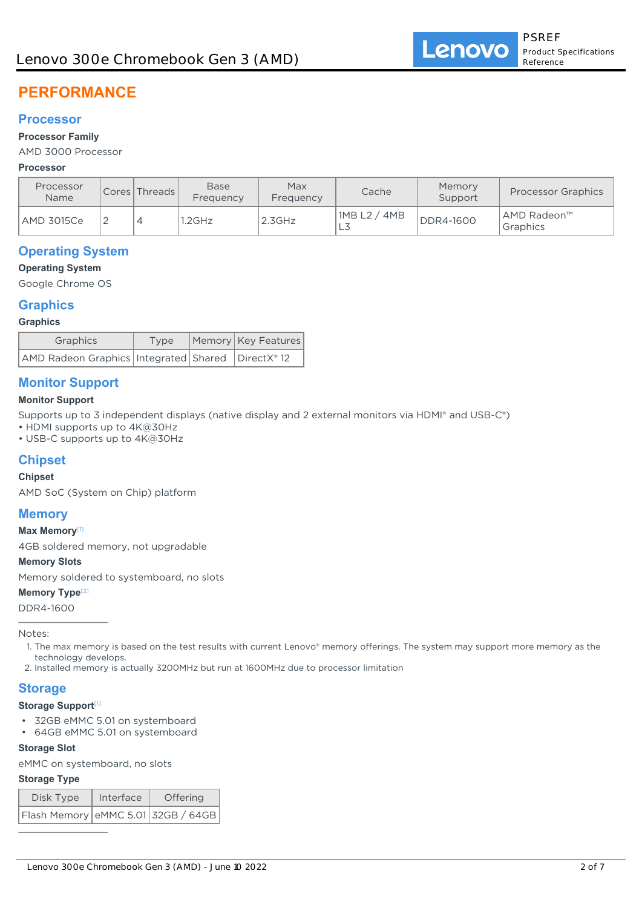# PERFORMANCE

## Processor

**Processor Family**

AMD 3000 Processor

**Processor**

| Processor Name | Cores | Threads | Base Frequency | Max Frequency | Cache | Memory Support | Processor Graphics |
|---|---|---|---|---|---|---|---|
| AMD 3015Ce | 2 | 4 | 1.2GHz | 2.3GHz | 1MB L2 / 4MB L3 | DDR4-1600 | AMD Radeon™ Graphics |

## Operating System

**Operating System**

Google Chrome OS

## Graphics

**Graphics**

| Graphics | Type | Memory | Key Features |
|---|---|---|---|
| AMD Radeon Graphics | Integrated | Shared | DirectX® 12 |

## Monitor Support

**Monitor Support**

Supports up to 3 independent displays (native display and 2 external monitors via HDMI® and USB-C®)
• HDMI supports up to 4K@30Hz
• USB-C supports up to 4K@30Hz

## Chipset

**Chipset**

AMD SoC (System on Chip) platform

## Memory

**Max Memory**[1]

4GB soldered memory, not upgradable

**Memory Slots**

Memory soldered to systemboard, no slots

**Memory Type**[2]

DDR4-1600

Notes:

1. The max memory is based on the test results with current Lenovo® memory offerings. The system may support more memory as the technology develops.
2. Installed memory is actually 3200MHz but run at 1600MHz due to processor limitation

## Storage

**Storage Support**[1]

- 32GB eMMC 5.01 on systemboard
- 64GB eMMC 5.01 on systemboard

**Storage Slot**

eMMC on systemboard, no slots

**Storage Type**

| Disk Type | Interface | Offering |
|---|---|---|
| Flash Memory | eMMC 5.01 | 32GB / 64GB |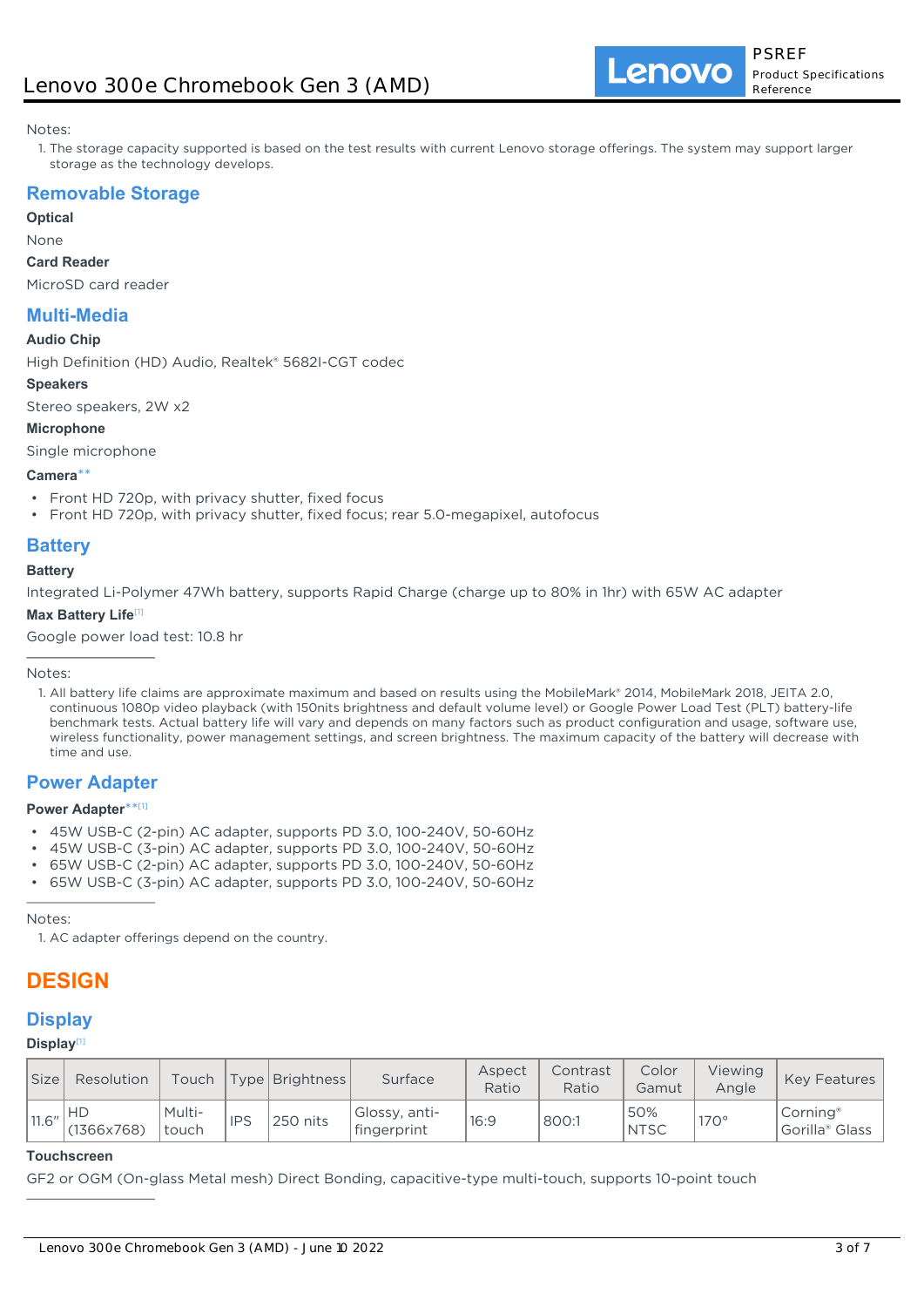Notes:

1. The storage capacity supported is based on the test results with current Lenovo storage offerings. The system may support larger storage as the technology develops.

## Removable Storage

**Optical**

None

**Card Reader**

MicroSD card reader

## Multi-Media

**Audio Chip**

High Definition (HD) Audio, Realtek® 5682I-CGT codec

**Speakers**

Stereo speakers, 2W x2

**Microphone**

Single microphone

**Camera****

- Front HD 720p, with privacy shutter, fixed focus
- Front HD 720p, with privacy shutter, fixed focus; rear 5.0-megapixel, autofocus

## Battery

**Battery**

Integrated Li-Polymer 47Wh battery, supports Rapid Charge (charge up to 80% in 1hr) with 65W AC adapter

**Max Battery Life[1]**

Google power load test: 10.8 hr

Notes:

1. All battery life claims are approximate maximum and based on results using the MobileMark® 2014, MobileMark 2018, JEITA 2.0, continuous 1080p video playback (with 150nits brightness and default volume level) or Google Power Load Test (PLT) battery-life benchmark tests. Actual battery life will vary and depends on many factors such as product configuration and usage, software use, wireless functionality, power management settings, and screen brightness. The maximum capacity of the battery will decrease with time and use.

## Power Adapter

**Power Adapter**[1]**

- 45W USB-C (2-pin) AC adapter, supports PD 3.0, 100-240V, 50-60Hz
- 45W USB-C (3-pin) AC adapter, supports PD 3.0, 100-240V, 50-60Hz
- 65W USB-C (2-pin) AC adapter, supports PD 3.0, 100-240V, 50-60Hz
- 65W USB-C (3-pin) AC adapter, supports PD 3.0, 100-240V, 50-60Hz

Notes:

1. AC adapter offerings depend on the country.

# DESIGN

## Display

**Display[1]**

| Size | Resolution | Touch | Type | Brightness | Surface | Aspect Ratio | Contrast Ratio | Color Gamut | Viewing Angle | Key Features |
|---|---|---|---|---|---|---|---|---|---|---|
| 11.6" | HD (1366x768) | Multi-touch | IPS | 250 nits | Glossy, anti-fingerprint | 16:9 | 800:1 | 50% NTSC | 170° | Corning® Gorilla® Glass |

**Touchscreen**

GF2 or OGM (On-glass Metal mesh) Direct Bonding, capacitive-type multi-touch, supports 10-point touch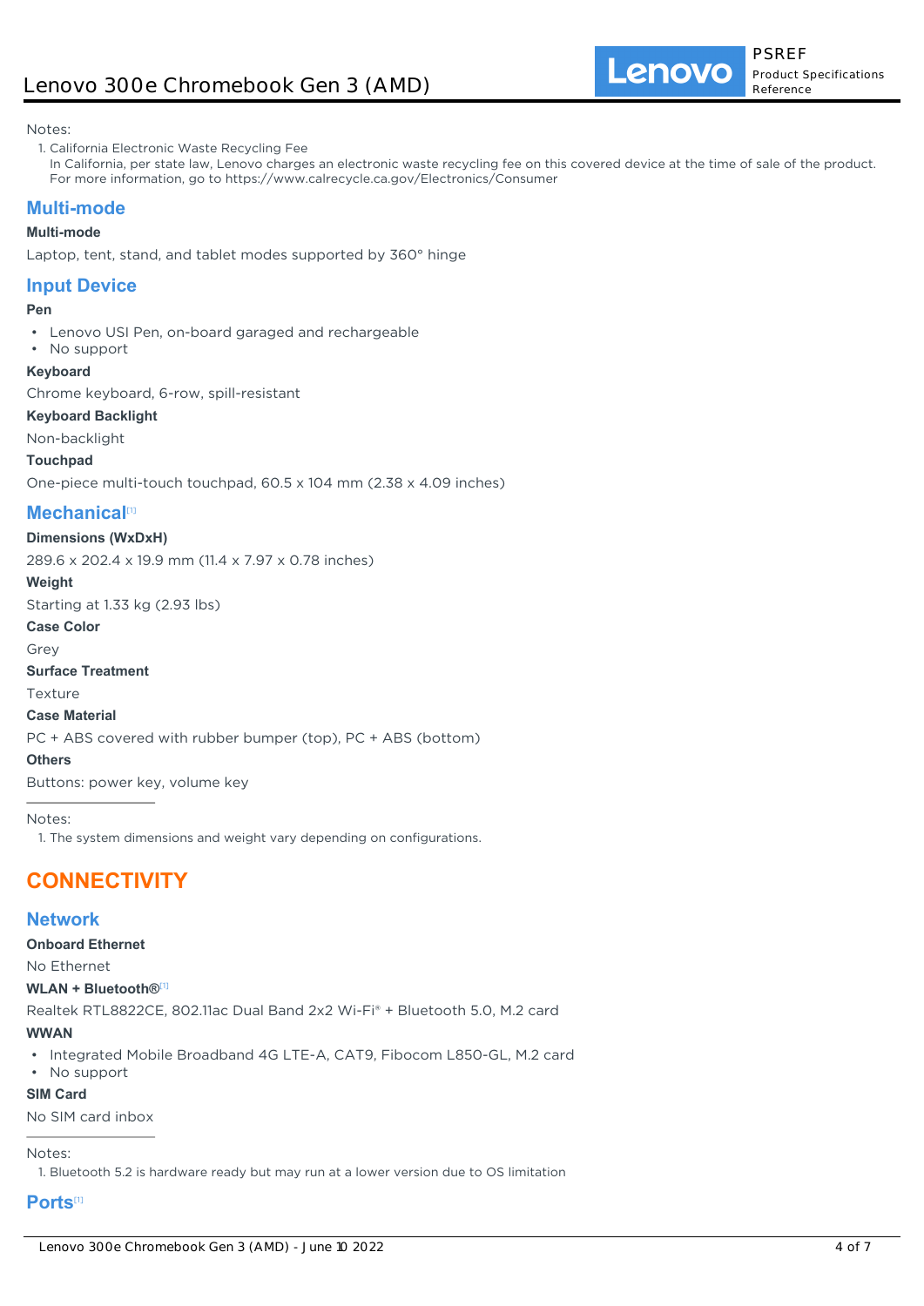Notes:

1. California Electronic Waste Recycling Fee
   In California, per state law, Lenovo charges an electronic waste recycling fee on this covered device at the time of sale of the product. For more information, go to https://www.calrecycle.ca.gov/Electronics/Consumer

## Multi-mode

**Multi-mode**

Laptop, tent, stand, and tablet modes supported by 360° hinge

## Input Device

**Pen**

- Lenovo USI Pen, on-board garaged and rechargeable
- No support

**Keyboard**

Chrome keyboard, 6-row, spill-resistant

**Keyboard Backlight**

Non-backlight

**Touchpad**

One-piece multi-touch touchpad, 60.5 x 104 mm (2.38 x 4.09 inches)

## Mechanical[1]

**Dimensions (WxDxH)**

289.6 x 202.4 x 19.9 mm (11.4 x 7.97 x 0.78 inches)

**Weight**

Starting at 1.33 kg (2.93 lbs)

**Case Color**

Grey

**Surface Treatment**

Texture

**Case Material**

PC + ABS covered with rubber bumper (top), PC + ABS (bottom)

**Others**

Buttons: power key, volume key

Notes:

1. The system dimensions and weight vary depending on configurations.

# CONNECTIVITY

## Network

**Onboard Ethernet**

No Ethernet

**WLAN + Bluetooth®[1]**

Realtek RTL8822CE, 802.11ac Dual Band 2x2 Wi-Fi® + Bluetooth 5.0, M.2 card

**WWAN**

- Integrated Mobile Broadband 4G LTE-A, CAT9, Fibocom L850-GL, M.2 card
- No support

**SIM Card**

No SIM card inbox

Notes:

1. Bluetooth 5.2 is hardware ready but may run at a lower version due to OS limitation

## Ports[1]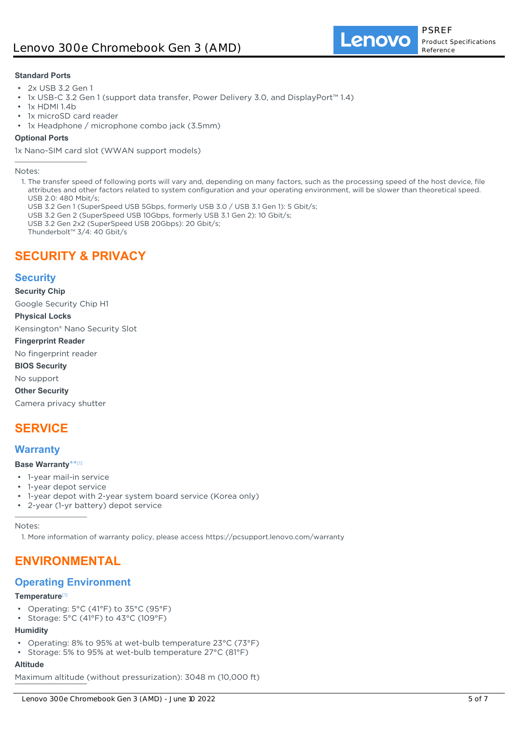**Standard Ports**

- 2x USB 3.2 Gen 1
- 1x USB-C 3.2 Gen 1 (support data transfer, Power Delivery 3.0, and DisplayPort™ 1.4)
- 1x HDMI 1.4b
- 1x microSD card reader
- 1x Headphone / microphone combo jack (3.5mm)

**Optional Ports**

1x Nano-SIM card slot (WWAN support models)

Notes:

1. The transfer speed of following ports will vary and, depending on many factors, such as the processing speed of the host device, file attributes and other factors related to system configuration and your operating environment, will be slower than theoretical speed.
   USB 2.0: 480 Mbit/s;
   USB 3.2 Gen 1 (SuperSpeed USB 5Gbps, formerly USB 3.0 / USB 3.1 Gen 1): 5 Gbit/s;
   USB 3.2 Gen 2 (SuperSpeed USB 10Gbps, formerly USB 3.1 Gen 2): 10 Gbit/s;
   USB 3.2 Gen 2x2 (SuperSpeed USB 20Gbps): 20 Gbit/s;
   Thunderbolt™ 3/4: 40 Gbit/s

# SECURITY & PRIVACY

## Security

**Security Chip**

Google Security Chip H1

**Physical Locks**

Kensington® Nano Security Slot

**Fingerprint Reader**

No fingerprint reader

**BIOS Security**

No support

**Other Security**

Camera privacy shutter

# SERVICE

## Warranty

**Base Warranty**** [1]

- 1-year mail-in service
- 1-year depot service
- 1-year depot with 2-year system board service (Korea only)
- 2-year (1-yr battery) depot service

Notes:

1. More information of warranty policy, please access https://pcsupport.lenovo.com/warranty

# ENVIRONMENTAL

## Operating Environment

**Temperature**[1]

- Operating: 5°C (41°F) to 35°C (95°F)
- Storage: 5°C (41°F) to 43°C (109°F)

**Humidity**

- Operating: 8% to 95% at wet-bulb temperature 23°C (73°F)
- Storage: 5% to 95% at wet-bulb temperature 27°C (81°F)

**Altitude**

Maximum altitude (without pressurization): 3048 m (10,000 ft)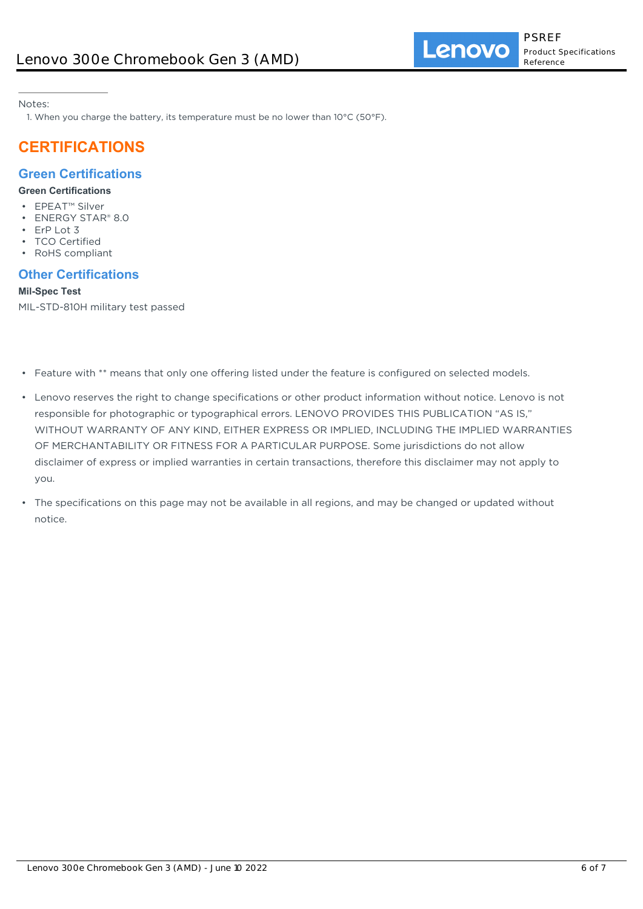Notes:

1. When you charge the battery, its temperature must be no lower than 10°C (50°F).

# CERTIFICATIONS

## Green Certifications

**Green Certifications**

- EPEAT™ Silver
- ENERGY STAR® 8.0
- ErP Lot 3
- TCO Certified
- RoHS compliant

## Other Certifications

**Mil-Spec Test**

MIL-STD-810H military test passed

- Feature with ** means that only one offering listed under the feature is configured on selected models.
- Lenovo reserves the right to change specifications or other product information without notice. Lenovo is not responsible for photographic or typographical errors. LENOVO PROVIDES THIS PUBLICATION "AS IS," WITHOUT WARRANTY OF ANY KIND, EITHER EXPRESS OR IMPLIED, INCLUDING THE IMPLIED WARRANTIES OF MERCHANTABILITY OR FITNESS FOR A PARTICULAR PURPOSE. Some jurisdictions do not allow disclaimer of express or implied warranties in certain transactions, therefore this disclaimer may not apply to you.
- The specifications on this page may not be available in all regions, and may be changed or updated without notice.